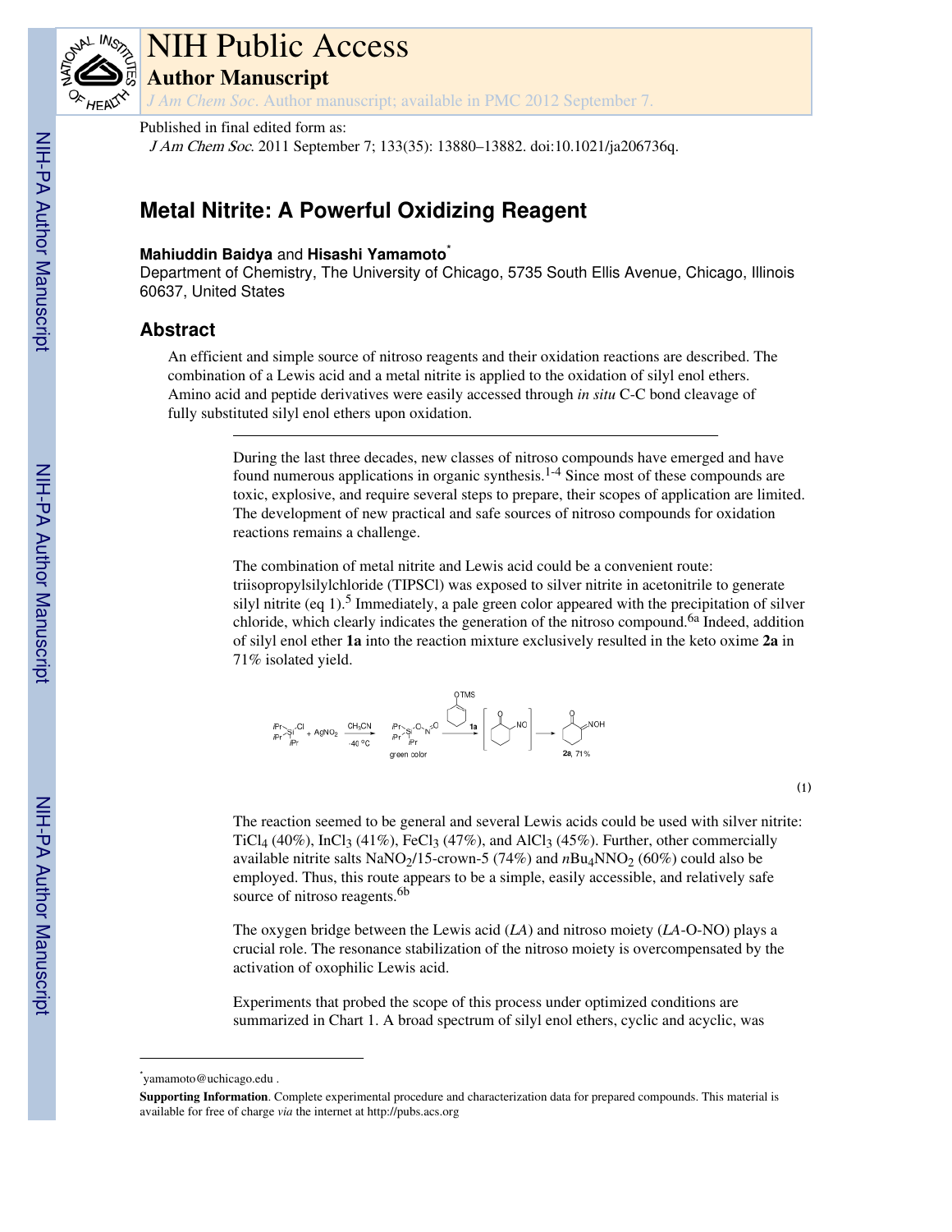Published in final edited form as:

*J Am Chem Soc*. 2011 September 7; 133(35): 13880–13882. doi:10.1021/ja206736q.

# Metal Nitrite: A Powerful Oxidizing Reagent

**Mahiuddin Baidya** and **Hisashi Yamamoto***

Department of Chemistry, The University of Chicago, 5735 South Ellis Avenue, Chicago, Illinois 60637, United States

## Abstract

An efficient and simple source of nitroso reagents and their oxidation reactions are described. The combination of a Lewis acid and a metal nitrite is applied to the oxidation of silyl enol ethers. Amino acid and peptide derivatives were easily accessed through *in situ* C-C bond cleavage of fully substituted silyl enol ethers upon oxidation.

---

During the last three decades, new classes of nitroso compounds have emerged and have found numerous applications in organic synthesis.[1-4] Since most of these compounds are toxic, explosive, and require several steps to prepare, their scopes of application are limited. The development of new practical and safe sources of nitroso compounds for oxidation reactions remains a challenge.

The combination of metal nitrite and Lewis acid could be a convenient route: triisopropylsilylchloride (TIPSCl) was exposed to silver nitrite in acetonitrile to generate silyl nitrite (eq 1).[5] Immediately, a pale green color appeared with the precipitation of silver chloride, which clearly indicates the generation of the nitroso compound.[6a] Indeed, addition of silyl enol ether **1a** into the reaction mixture exclusively resulted in the keto oxime **2a** in 71% isolated yield.

iPr₃Si–Cl + AgNO₂ (CH₃CN, -40 °C) → iPr₃Si–O–N=O (green color); + OTMS **1a** → [NO intermediate] → **2a**, 71%

(1)

The reaction seemed to be general and several Lewis acids could be used with silver nitrite: $TiCl_4$ (40%), $InCl_3$ (41%), $FeCl_3$ (47%), and $AlCl_3$ (45%). Further, other commercially available nitrite salts $NaNO_2$/15-crown-5 (74%) and $n Bu_4NNO_2$ (60%) could also be employed. Thus, this route appears to be a simple, easily accessible, and relatively safe source of nitroso reagents.[6b]

The oxygen bridge between the Lewis acid (*LA*) and nitroso moiety (*LA*-O-NO) plays a crucial role. The resonance stabilization of the nitroso moiety is overcompensated by the activation of oxophilic Lewis acid.

Experiments that probed the scope of this process under optimized conditions are summarized in Chart 1. A broad spectrum of silyl enol ethers, cyclic and acyclic, was

---

*yamamoto@uchicago.edu .

**Supporting Information**. Complete experimental procedure and characterization data for prepared compounds. This material is available for free of charge *via* the internet at http://pubs.acs.org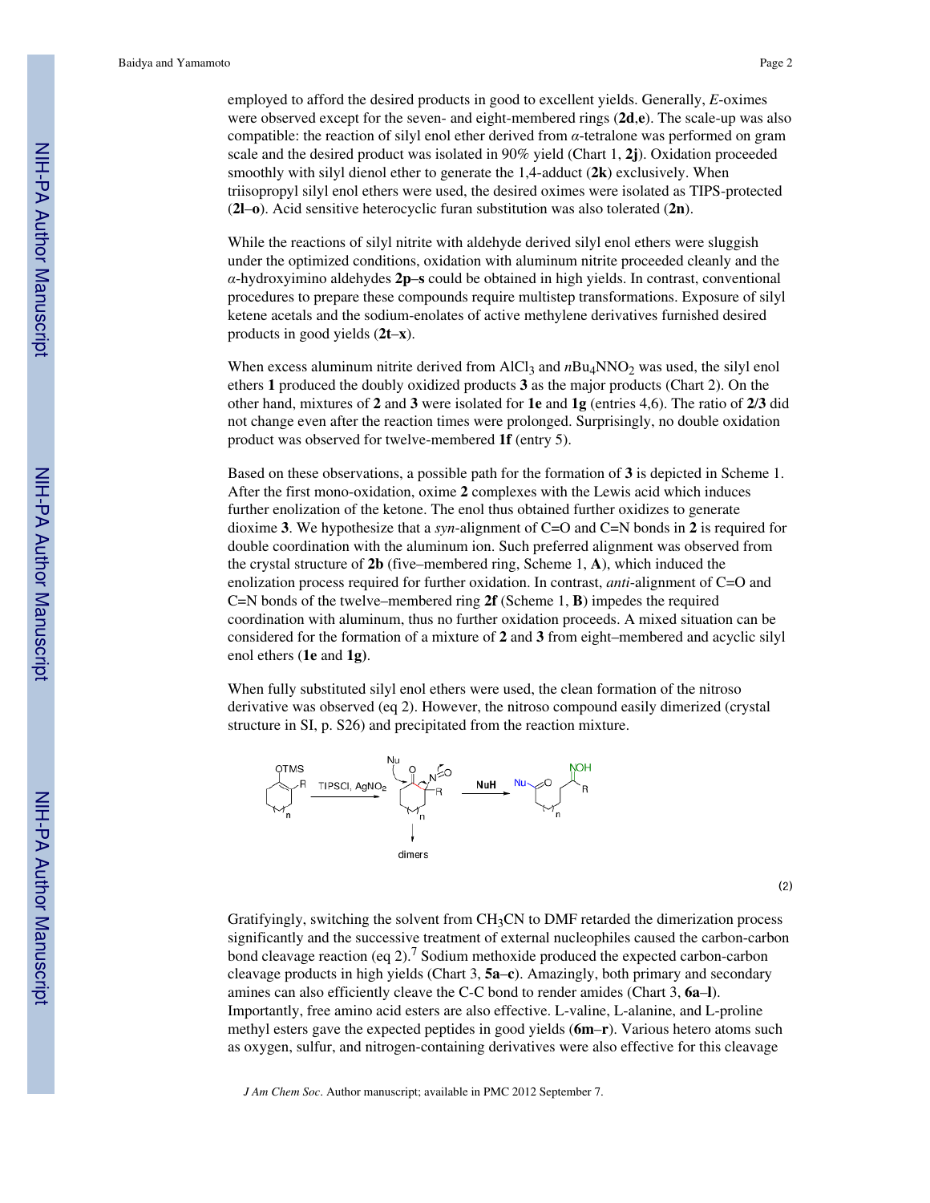employed to afford the desired products in good to excellent yields. Generally, *E*-oximes were observed except for the seven- and eight-membered rings (**2d**,**e**). The scale-up was also compatible: the reaction of silyl enol ether derived from *α*-tetralone was performed on gram scale and the desired product was isolated in 90% yield (Chart 1, **2j**). Oxidation proceeded smoothly with silyl dienol ether to generate the 1,4-adduct (**2k**) exclusively. When triisopropyl silyl enol ethers were used, the desired oximes were isolated as TIPS-protected (**2l**–**o**). Acid sensitive heterocyclic furan substitution was also tolerated (**2n**).

While the reactions of silyl nitrite with aldehyde derived silyl enol ethers were sluggish under the optimized conditions, oxidation with aluminum nitrite proceeded cleanly and the *α*-hydroxyimino aldehydes **2p**–**s** could be obtained in high yields. In contrast, conventional procedures to prepare these compounds require multistep transformations. Exposure of silyl ketene acetals and the sodium-enolates of active methylene derivatives furnished desired products in good yields (**2t**–**x**).

When excess aluminum nitrite derived from $AlCl_3$ and $n Bu_4NNO_2$ was used, the silyl enol ethers **1** produced the doubly oxidized products **3** as the major products (Chart 2). On the other hand, mixtures of **2** and **3** were isolated for **1e** and **1g** (entries 4,6). The ratio of **2**/**3** did not change even after the reaction times were prolonged. Surprisingly, no double oxidation product was observed for twelve-membered **1f** (entry 5).

Based on these observations, a possible path for the formation of **3** is depicted in Scheme 1. After the first mono-oxidation, oxime **2** complexes with the Lewis acid which induces further enolization of the ketone. The enol thus obtained further oxidizes to generate dioxime **3**. We hypothesize that a *syn*-alignment of C=O and C=N bonds in **2** is required for double coordination with the aluminum ion. Such preferred alignment was observed from the crystal structure of **2b** (five–membered ring, Scheme 1, **A**), which induced the enolization process required for further oxidation. In contrast, *anti*-alignment of C=O and C=N bonds of the twelve–membered ring **2f** (Scheme 1, **B**) impedes the required coordination with aluminum, thus no further oxidation proceeds. A mixed situation can be considered for the formation of a mixture of **2** and **3** from eight–membered and acyclic silyl enol ethers (**1e** and **1g**).

When fully substituted silyl enol ethers were used, the clean formation of the nitroso derivative was observed (eq 2). However, the nitroso compound easily dimerized (crystal structure in SI, p. S26) and precipitated from the reaction mixture.

OTMS
R
n
TIPSCl, AgNO2
Nu
O
N=O
R
n
dimers
NuH
Nu
O
NOH
R
n

(2)

Gratifyingly, switching the solvent from $CH_3CN$ to DMF retarded the dimerization process significantly and the successive treatment of external nucleophiles caused the carbon-carbon bond cleavage reaction (eq 2).[7] Sodium methoxide produced the expected carbon-carbon cleavage products in high yields (Chart 3, **5a**–**c**). Amazingly, both primary and secondary amines can also efficiently cleave the C-C bond to render amides (Chart 3, **6a**–**l**). Importantly, free amino acid esters are also effective. L-valine, L-alanine, and L-proline methyl esters gave the expected peptides in good yields (**6m**–**r**). Various hetero atoms such as oxygen, sulfur, and nitrogen-containing derivatives were also effective for this cleavage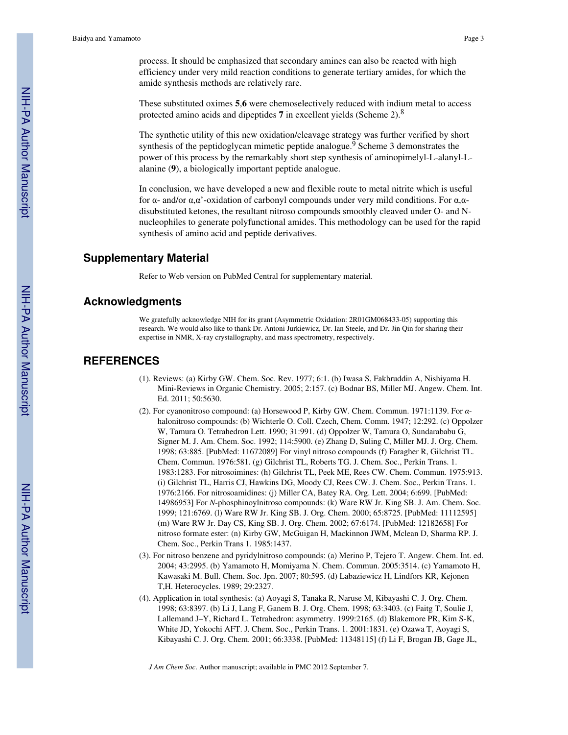process. It should be emphasized that secondary amines can also be reacted with high efficiency under very mild reaction conditions to generate tertiary amides, for which the amide synthesis methods are relatively rare.

These substituted oximes **5**,**6** were chemoselectively reduced with indium metal to access protected amino acids and dipeptides **7** in excellent yields (Scheme 2).[8]

The synthetic utility of this new oxidation/cleavage strategy was further verified by short synthesis of the peptidoglycan mimetic peptide analogue.[9] Scheme 3 demonstrates the power of this process by the remarkably short step synthesis of aminopimelyl-L-alanyl-L-alanine (**9**), a biologically important peptide analogue.

In conclusion, we have developed a new and flexible route to metal nitrite which is useful for α- and/or α,α'-oxidation of carbonyl compounds under very mild conditions. For α,α-disubstituted ketones, the resultant nitroso compounds smoothly cleaved under O- and N-nucleophiles to generate polyfunctional amides. This methodology can be used for the rapid synthesis of amino acid and peptide derivatives.

## Supplementary Material

Refer to Web version on PubMed Central for supplementary material.

## Acknowledgments

We gratefully acknowledge NIH for its grant (Asymmetric Oxidation: 2R01GM068433-05) supporting this research. We would also like to thank Dr. Antoni Jurkiewicz, Dr. Ian Steele, and Dr. Jin Qin for sharing their expertise in NMR, X-ray crystallography, and mass spectrometry, respectively.

## REFERENCES

(1). Reviews: (a) Kirby GW. Chem. Soc. Rev. 1977; 6:1. (b) Iwasa S, Fakhruddin A, Nishiyama H. Mini-Reviews in Organic Chemistry. 2005; 2:157. (c) Bodnar BS, Miller MJ. Angew. Chem. Int. Ed. 2011; 50:5630.

(2). For cyanonitroso compound: (a) Horsewood P, Kirby GW. Chem. Commun. 1971:1139. For *α*-halonitroso compounds: (b) Wichterle O. Coll. Czech, Chem. Comm. 1947; 12:292. (c) Oppolzer W, Tamura O. Tetrahedron Lett. 1990; 31:991. (d) Oppolzer W, Tamura O, Sundarababu G, Signer M. J. Am. Chem. Soc. 1992; 114:5900. (e) Zhang D, Suling C, Miller MJ. J. Org. Chem. 1998; 63:885. [PubMed: 11672089] For vinyl nitroso compounds (f) Faragher R, Gilchrist TL. Chem. Commun. 1976:581. (g) Gilchrist TL, Roberts TG. J. Chem. Soc., Perkin Trans. 1. 1983:1283. For nitrosoimines: (h) Gilchrist TL, Peek ME, Rees CW. Chem. Commun. 1975:913. (i) Gilchrist TL, Harris CJ, Hawkins DG, Moody CJ, Rees CW. J. Chem. Soc., Perkin Trans. 1. 1976:2166. For nitrosoamidines: (j) Miller CA, Batey RA. Org. Lett. 2004; 6:699. [PubMed: 14986953] For *N*-phosphinoylnitroso compounds: (k) Ware RW Jr. King SB. J. Am. Chem. Soc. 1999; 121:6769. (l) Ware RW Jr. King SB. J. Org. Chem. 2000; 65:8725. [PubMed: 11112595] (m) Ware RW Jr. Day CS, King SB. J. Org. Chem. 2002; 67:6174. [PubMed: 12182658] For nitroso formate ester: (n) Kirby GW, McGuigan H, Mackinnon JWM, Mclean D, Sharma RP. J. Chem. Soc., Perkin Trans 1. 1985:1437.

(3). For nitroso benzene and pyridylnitroso compounds: (a) Merino P, Tejero T. Angew. Chem. Int. ed. 2004; 43:2995. (b) Yamamoto H, Momiyama N. Chem. Commun. 2005:3514. (c) Yamamoto H, Kawasaki M. Bull. Chem. Soc. Jpn. 2007; 80:595. (d) Labaziewicz H, Lindfors KR, Kejonen T,H. Heterocycles. 1989; 29:2327.

(4). Application in total synthesis: (a) Aoyagi S, Tanaka R, Naruse M, Kibayashi C. J. Org. Chem. 1998; 63:8397. (b) Li J, Lang F, Ganem B. J. Org. Chem. 1998; 63:3403. (c) Faitg T, Soulie J, Lallemand J–Y, Richard L. Tetrahedron: asymmetry. 1999:2165. (d) Blakemore PR, Kim S-K, White JD, Yokochi AFT. J. Chem. Soc., Perkin Trans. 1. 2001:1831. (e) Ozawa T, Aoyagi S, Kibayashi C. J. Org. Chem. 2001; 66:3338. [PubMed: 11348115] (f) Li F, Brogan JB, Gage JL,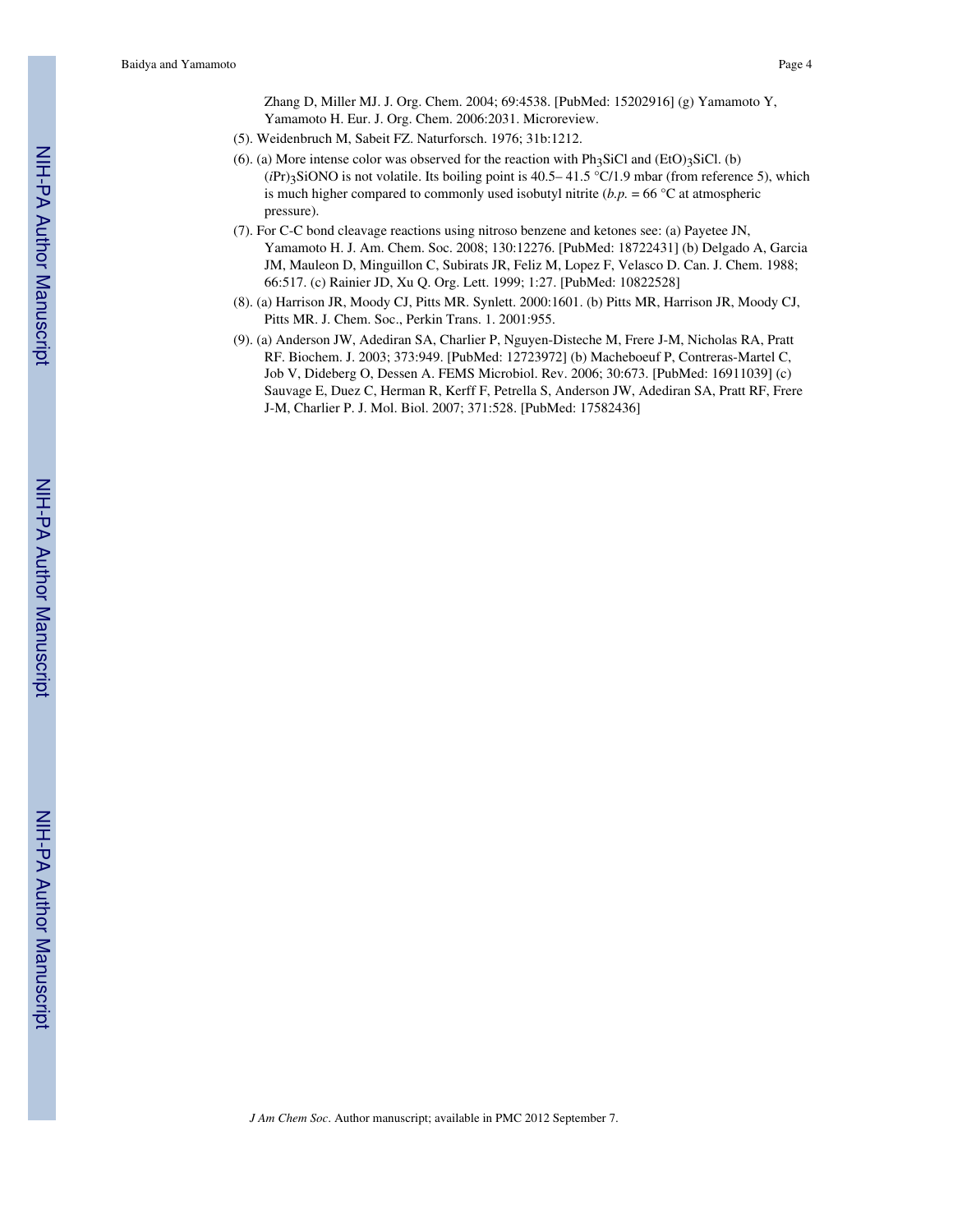Zhang D, Miller MJ. J. Org. Chem. 2004; 69:4538. [PubMed: 15202916] (g) Yamamoto Y, Yamamoto H. Eur. J. Org. Chem. 2006:2031. Microreview.

(5). Weidenbruch M, Sabeit FZ. Naturforsch. 1976; 31b:1212.

(6). (a) More intense color was observed for the reaction with $Ph_3SiCl$ and $(EtO)_3SiCl$. (b) $(iPr)_3SiONO$ is not volatile. Its boiling point is 40.5– 41.5 °C/1.9 mbar (from reference 5), which is much higher compared to commonly used isobutyl nitrite (*b.p.* = 66 °C at atmospheric pressure).

(7). For C-C bond cleavage reactions using nitroso benzene and ketones see: (a) Payetee JN, Yamamoto H. J. Am. Chem. Soc. 2008; 130:12276. [PubMed: 18722431] (b) Delgado A, Garcia JM, Mauleon D, Minguillon C, Subirats JR, Feliz M, Lopez F, Velasco D. Can. J. Chem. 1988; 66:517. (c) Rainier JD, Xu Q. Org. Lett. 1999; 1:27. [PubMed: 10822528]

(8). (a) Harrison JR, Moody CJ, Pitts MR. Synlett. 2000:1601. (b) Pitts MR, Harrison JR, Moody CJ, Pitts MR. J. Chem. Soc., Perkin Trans. 1. 2001:955.

(9). (a) Anderson JW, Adediran SA, Charlier P, Nguyen-Disteche M, Frere J-M, Nicholas RA, Pratt RF. Biochem. J. 2003; 373:949. [PubMed: 12723972] (b) Macheboeuf P, Contreras-Martel C, Job V, Dideberg O, Dessen A. FEMS Microbiol. Rev. 2006; 30:673. [PubMed: 16911039] (c) Sauvage E, Duez C, Herman R, Kerff F, Petrella S, Anderson JW, Adediran SA, Pratt RF, Frere J-M, Charlier P. J. Mol. Biol. 2007; 371:528. [PubMed: 17582436]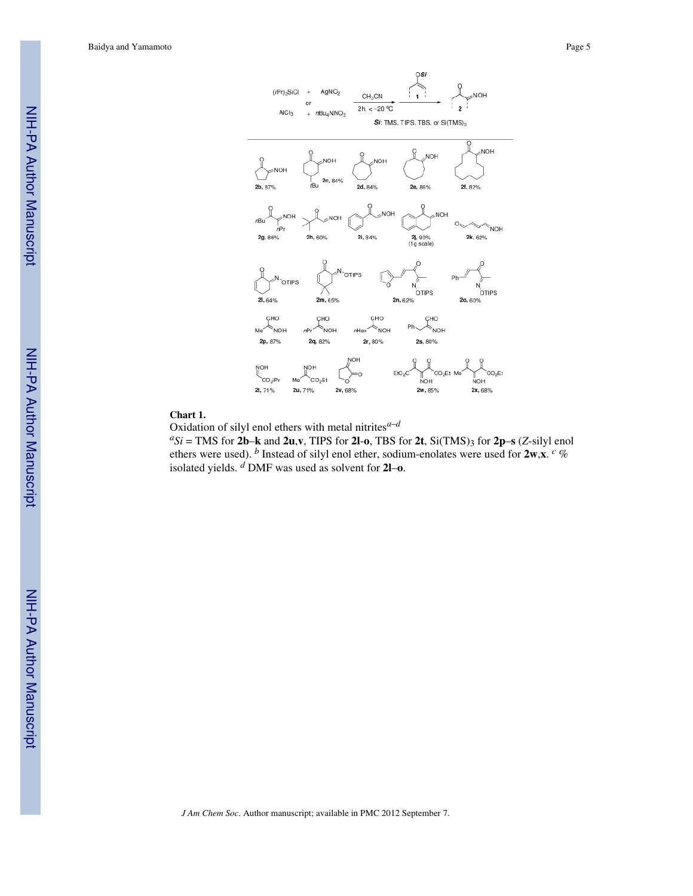$(iPr)_3SiCl$ + $AgNO_2$

or

$AlCl_3$ + $nBu_4NNO_2$

$CH_3CN$

2h, < −20 °C

**1**

**2**

*Si*: TMS, TIPS, TBS, or $Si(TMS)_3$

**2b**, 87% **2c**, 84% **2d**, 84% **2e**, 86% **2f**, 82%

**2g**, 86% **2h**, 60% **2i**, 84% **2j**, 90% (1g scale) **2k**, 62%

**2l**, 64% **2m**, 65% **2n**, 62% **2o**, 60%

**2p**, 87% **2q**, 82% **2r**, 80% **2s**, 80%

**2t**, 71% **2u**, 71% **2v**, 68% **2w**, 85% **2x**, 68%

**Chart 1.**

Oxidation of silyl enol ethers with metal nitrites[a–d]

[a]*Si* = TMS for **2b–k** and **2u**,**v**, TIPS for **2l-o**, TBS for **2t**, $Si(TMS)_3$ for **2p–s** (*Z*-silyl enol ethers were used). [b] Instead of silyl enol ether, sodium-enolates were used for **2w**,**x**. [c] % isolated yields. [d] DMF was used as solvent for **2l–o**.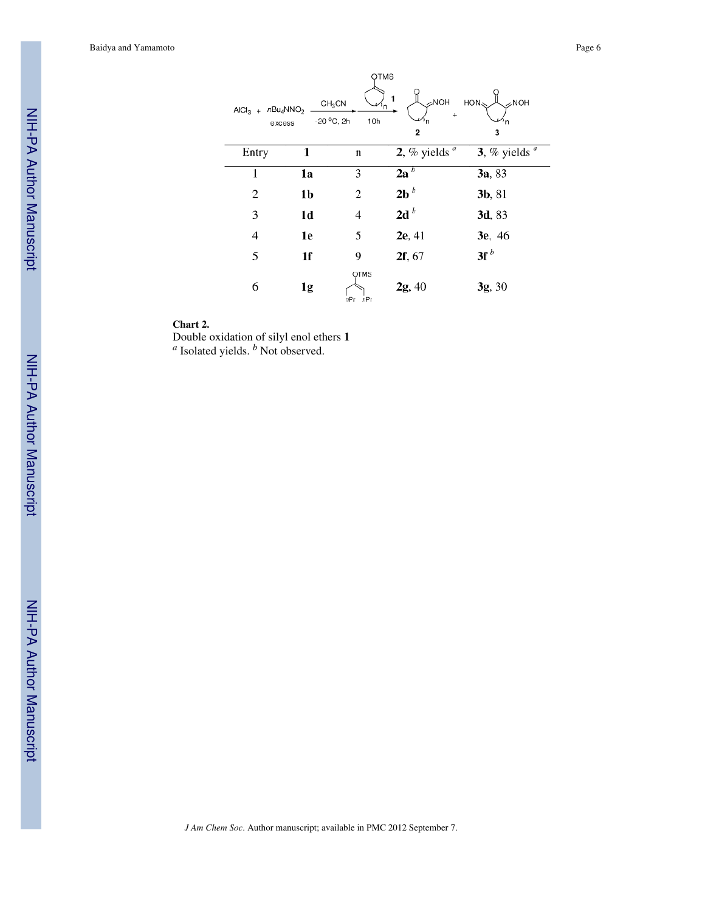AlCl$_3$ + $n$Bu$_4$NNO$_2$ (excess) → CH$_3$CN, -20 °C, 2h → **1**, 10h → **2** + **3**

| Entry | 1 | n | 2, % yields [a] | 3, % yields [a] |
|---|---|---|---|---|
| 1 | **1a** | 3 | **2a** [b] | **3a**, 83 |
| 2 | **1b** | 2 | **2b** [b] | **3b**, 81 |
| 3 | **1d** | 4 | **2d** [b] | **3d**, 83 |
| 4 | **1e** | 5 | **2e**, 41 | **3e**, 46 |
| 5 | **1f** | 9 | **2f**, 67 | **3f** [b] |
| 6 | **1g** | OTMS, nPr nPr | **2g**, 40 | **3g**, 30 |

**Chart 2.**

Double oxidation of silyl enol ethers **1**

[a] Isolated yields. [b] Not observed.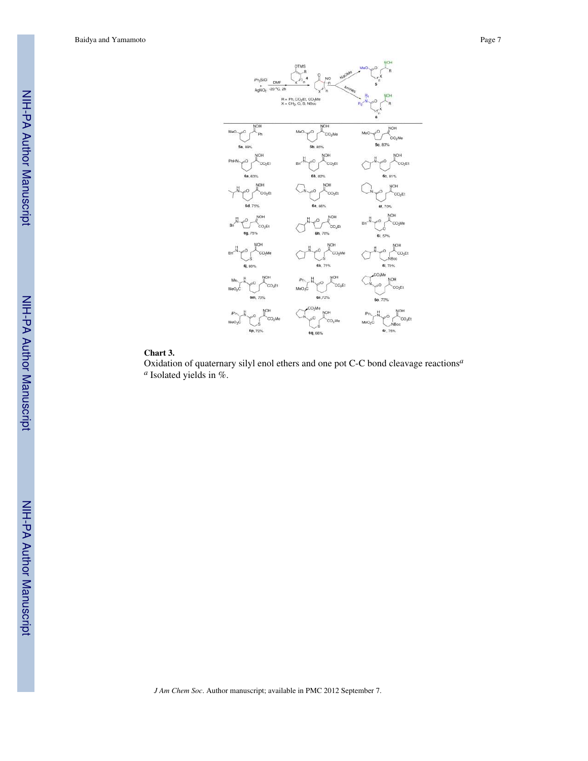**Chart 3.**

Oxidation of quaternary silyl enol ethers and one pot C-C bond cleavage reactions[a]

[a] Isolated yields in %.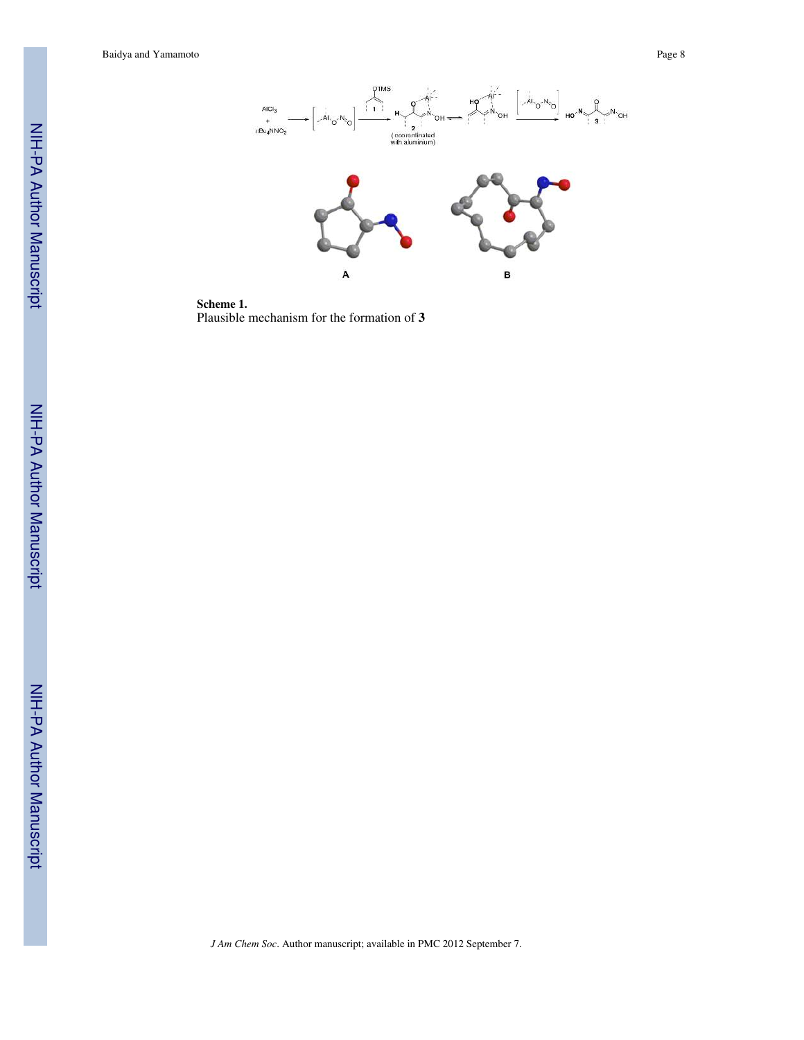**Scheme 1.**

Plausible mechanism for the formation of **3**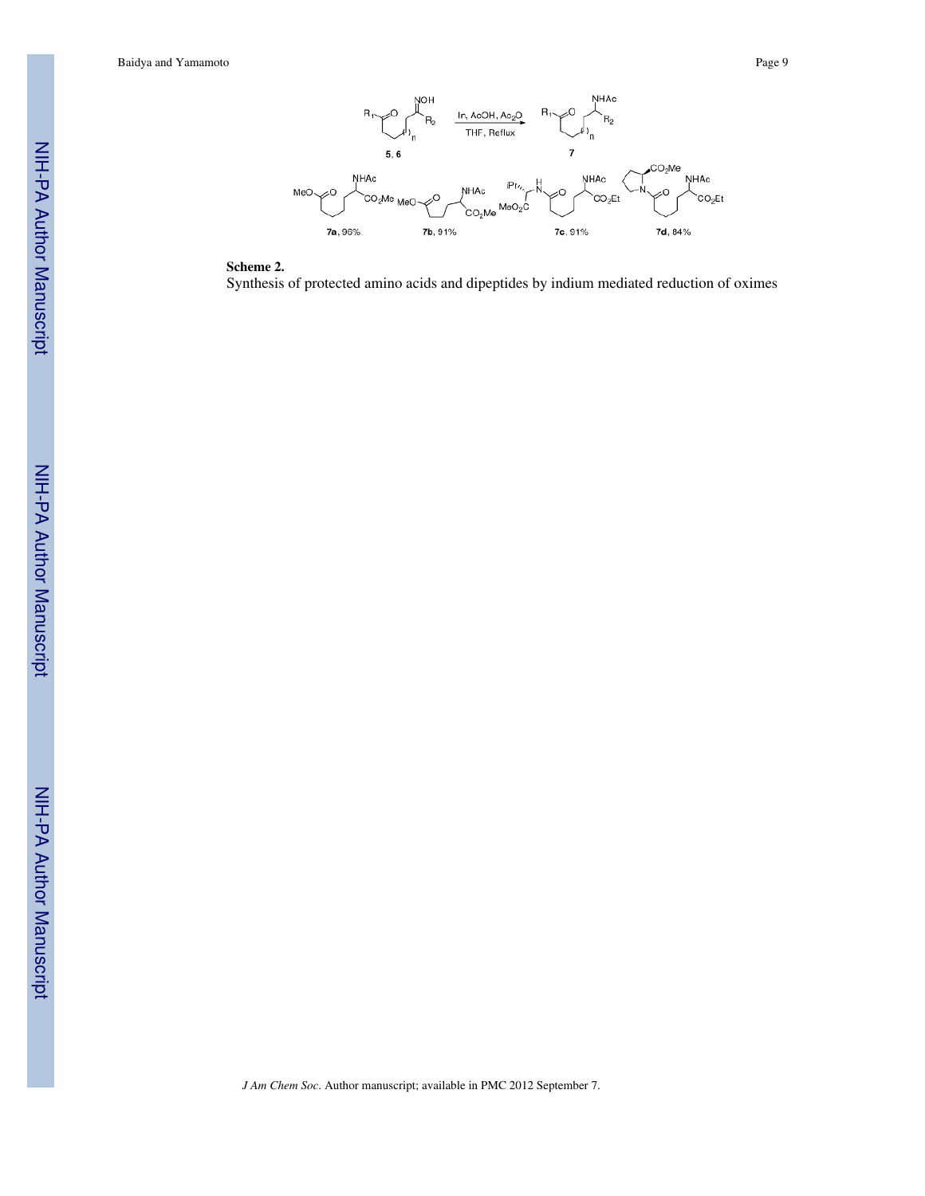**Scheme 2.**

Synthesis of protected amino acids and dipeptides by indium mediated reduction of oximes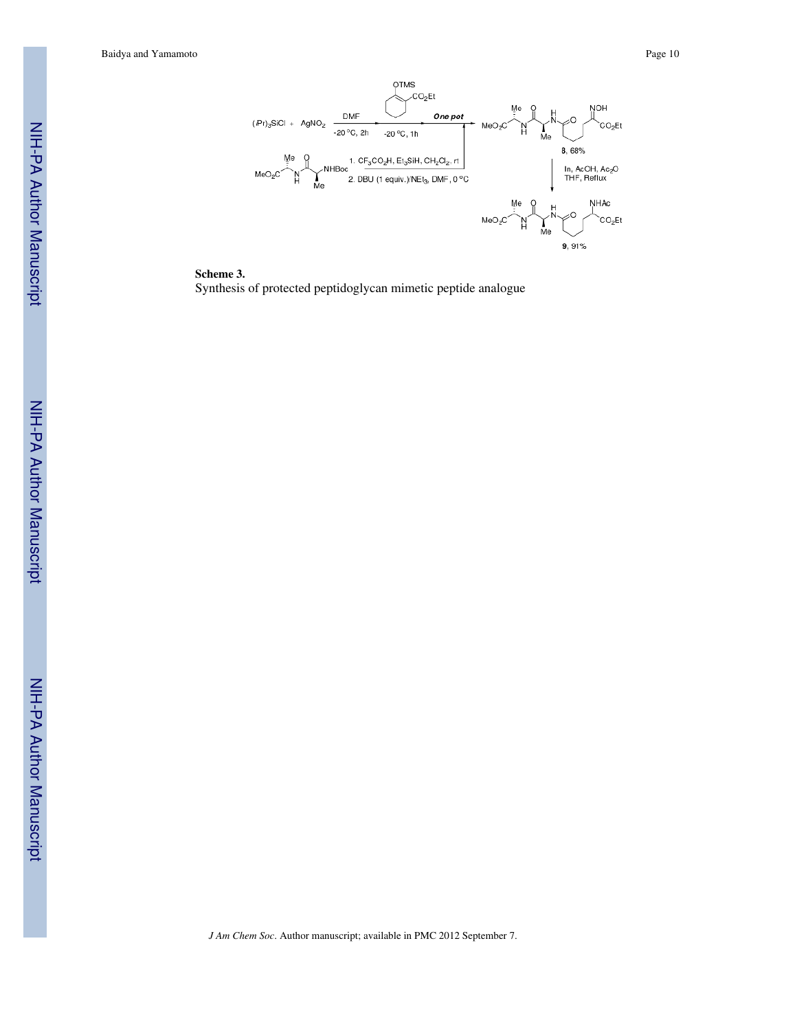$(iPr)_3SiCl$ + $AgNO_2$

DMF

-20 °C, 2h

OTMS

$CO_2Et$

-20 °C, 1h

One pot

$CF_3CO_2H$, $Et_3SiH$, $CH_2Cl_2$, rt

DBU (1 equiv.)/$NEt_3$, DMF, 0 °C

NHBoc

NOH

$CO_2Et$

**8**, 68%

In, AcOH, $Ac_2O$

THF, Reflux

NHAc

**9**, 91%

**Scheme 3.**

Synthesis of protected peptidoglycan mimetic peptide analogue